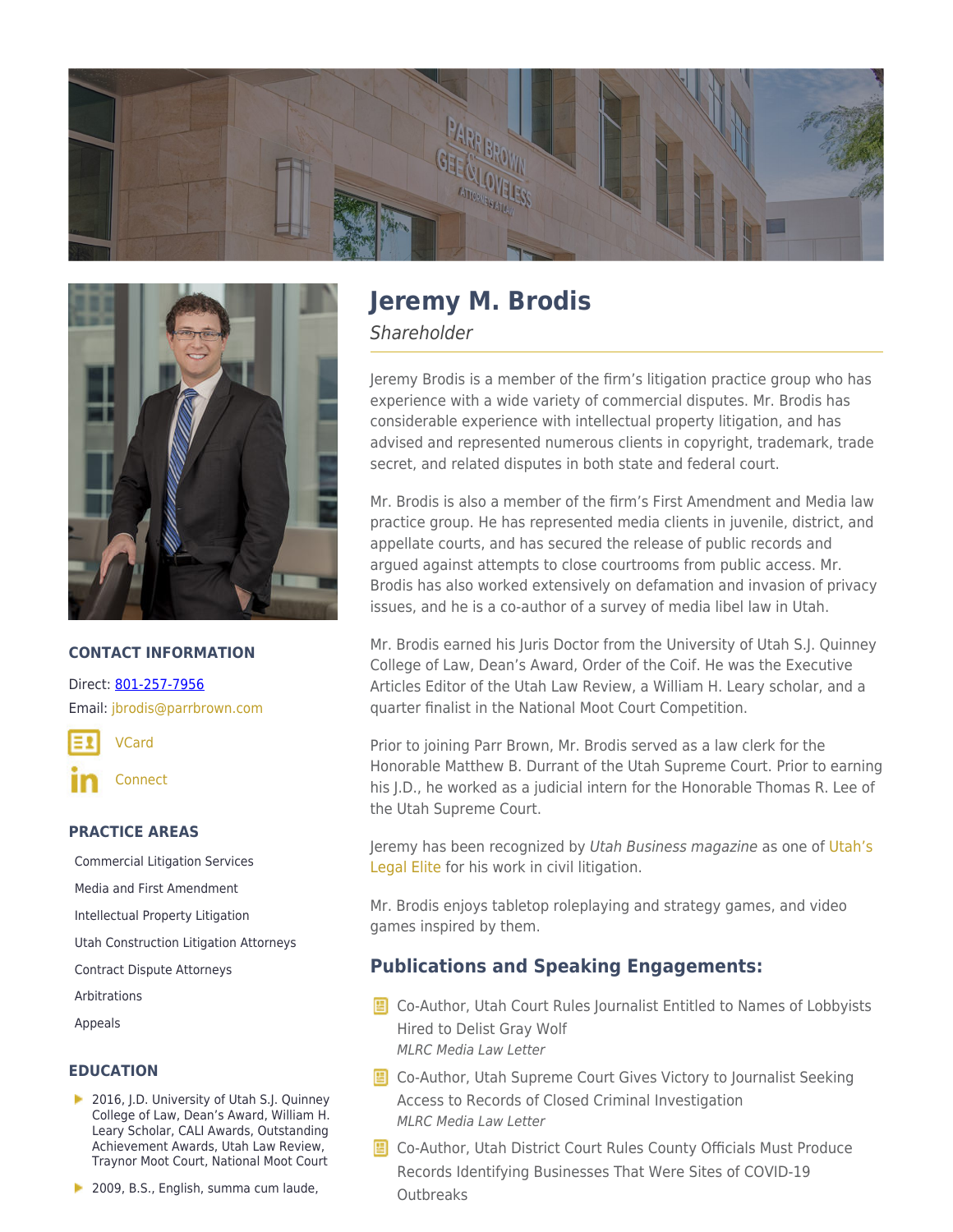# Jeremy M. Brodis

*Shareholder*

Jeremy Brodis is a member of the firm's litigation practice group who has experience with a wide variety of commercial disputes. Mr. Brodis has considerable experience with intellectual property litigation, and has advised and represented numerous clients in copyright, trademark, trade secret, and related disputes in both state and federal court.

Mr. Brodis is also a member of the firm's First Amendment and Media law practice group. He has represented media clients in juvenile, district, and appellate courts, and has secured the release of public records and argued against attempts to close courtrooms from public access. Mr. Brodis has also worked extensively on defamation and invasion of privacy issues, and he is a co-author of a survey of media libel law in Utah.

Mr. Brodis earned his Juris Doctor from the University of Utah S.J. Quinney College of Law, Dean's Award, Order of the Coif. He was the Executive Articles Editor of the Utah Law Review, a William H. Leary scholar, and a quarter finalist in the National Moot Court Competition.

Prior to joining Parr Brown, Mr. Brodis served as a law clerk for the Honorable Matthew B. Durrant of the Utah Supreme Court. Prior to earning his J.D., he worked as a judicial intern for the Honorable Thomas R. Lee of the Utah Supreme Court.

Jeremy has been recognized by *Utah Business magazine* as one of Utah's Legal Elite for his work in civil litigation.

Mr. Brodis enjoys tabletop roleplaying and strategy games, and video games inspired by them.

## CONTACT INFORMATION

Direct: 801-257-7956

Email: jbrodis@parrbrown.com

VCard

Connect

## PRACTICE AREAS

- Commercial Litigation Services
- Media and First Amendment
- Intellectual Property Litigation
- Utah Construction Litigation Attorneys
- Contract Dispute Attorneys
- Arbitrations
- Appeals

## EDUCATION

- 2016, J.D. University of Utah S.J. Quinney College of Law, Dean's Award, William H. Leary Scholar, CALI Awards, Outstanding Achievement Awards, Utah Law Review, Traynor Moot Court, National Moot Court
- 2009, B.S., English, summa cum laude,

## Publications and Speaking Engagements:

- Co-Author, Utah Court Rules Journalist Entitled to Names of Lobbyists Hired to Delist Gray Wolf
  *MLRC Media Law Letter*
- Co-Author, Utah Supreme Court Gives Victory to Journalist Seeking Access to Records of Closed Criminal Investigation
  *MLRC Media Law Letter*
- Co-Author, Utah District Court Rules County Officials Must Produce Records Identifying Businesses That Were Sites of COVID-19 Outbreaks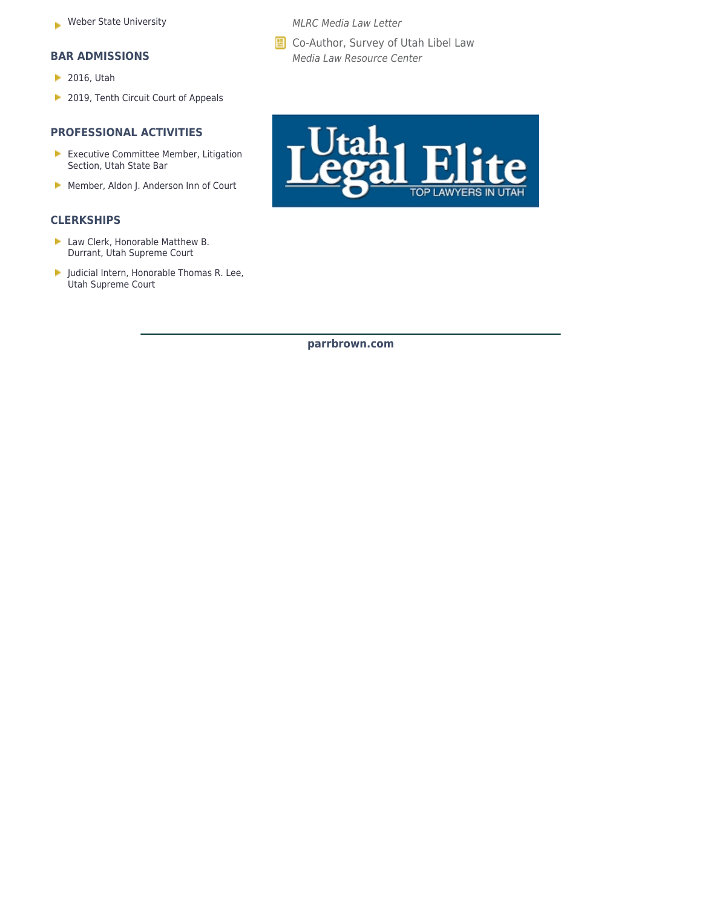- Weber State University

## BAR ADMISSIONS

- 2016, Utah
- 2019, Tenth Circuit Court of Appeals

## PROFESSIONAL ACTIVITIES

- Executive Committee Member, Litigation Section, Utah State Bar
- Member, Aldon J. Anderson Inn of Court

## CLERKSHIPS

- Law Clerk, Honorable Matthew B. Durrant, Utah Supreme Court
- Judicial Intern, Honorable Thomas R. Lee, Utah Supreme Court

*MLRC Media Law Letter*

- Co-Author, Survey of Utah Libel Law
  *Media Law Resource Center*

Utah Legal Elite
TOP LAWYERS IN UTAH

**parrbrown.com**